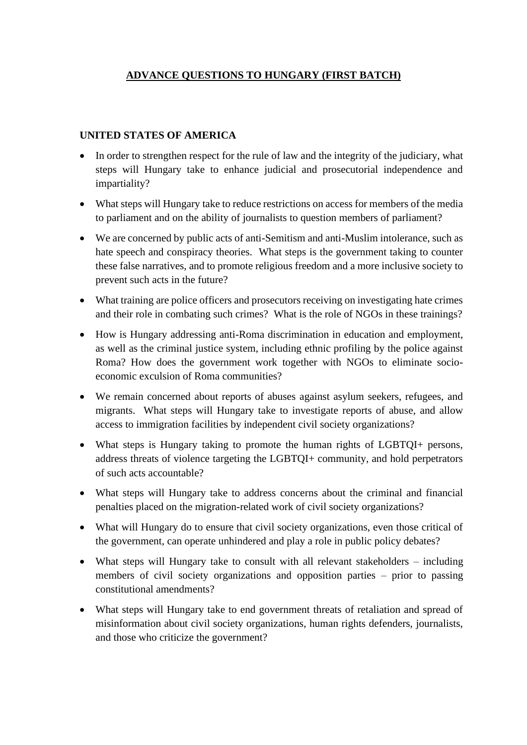# ADVANCE QUESTIONS TO HUNGARY (FIRST BATCH)

## UNITED STATES OF AMERICA

- In order to strengthen respect for the rule of law and the integrity of the judiciary, what steps will Hungary take to enhance judicial and prosecutorial independence and impartiality?
- What steps will Hungary take to reduce restrictions on access for members of the media to parliament and on the ability of journalists to question members of parliament?
- We are concerned by public acts of anti-Semitism and anti-Muslim intolerance, such as hate speech and conspiracy theories. What steps is the government taking to counter these false narratives, and to promote religious freedom and a more inclusive society to prevent such acts in the future?
- What training are police officers and prosecutors receiving on investigating hate crimes and their role in combating such crimes? What is the role of NGOs in these trainings?
- How is Hungary addressing anti-Roma discrimination in education and employment, as well as the criminal justice system, including ethnic profiling by the police against Roma? How does the government work together with NGOs to eliminate socio-economic exculsion of Roma communities?
- We remain concerned about reports of abuses against asylum seekers, refugees, and migrants. What steps will Hungary take to investigate reports of abuse, and allow access to immigration facilities by independent civil society organizations?
- What steps is Hungary taking to promote the human rights of LGBTQI+ persons, address threats of violence targeting the LGBTQI+ community, and hold perpetrators of such acts accountable?
- What steps will Hungary take to address concerns about the criminal and financial penalties placed on the migration-related work of civil society organizations?
- What will Hungary do to ensure that civil society organizations, even those critical of the government, can operate unhindered and play a role in public policy debates?
- What steps will Hungary take to consult with all relevant stakeholders – including members of civil society organizations and opposition parties – prior to passing constitutional amendments?
- What steps will Hungary take to end government threats of retaliation and spread of misinformation about civil society organizations, human rights defenders, journalists, and those who criticize the government?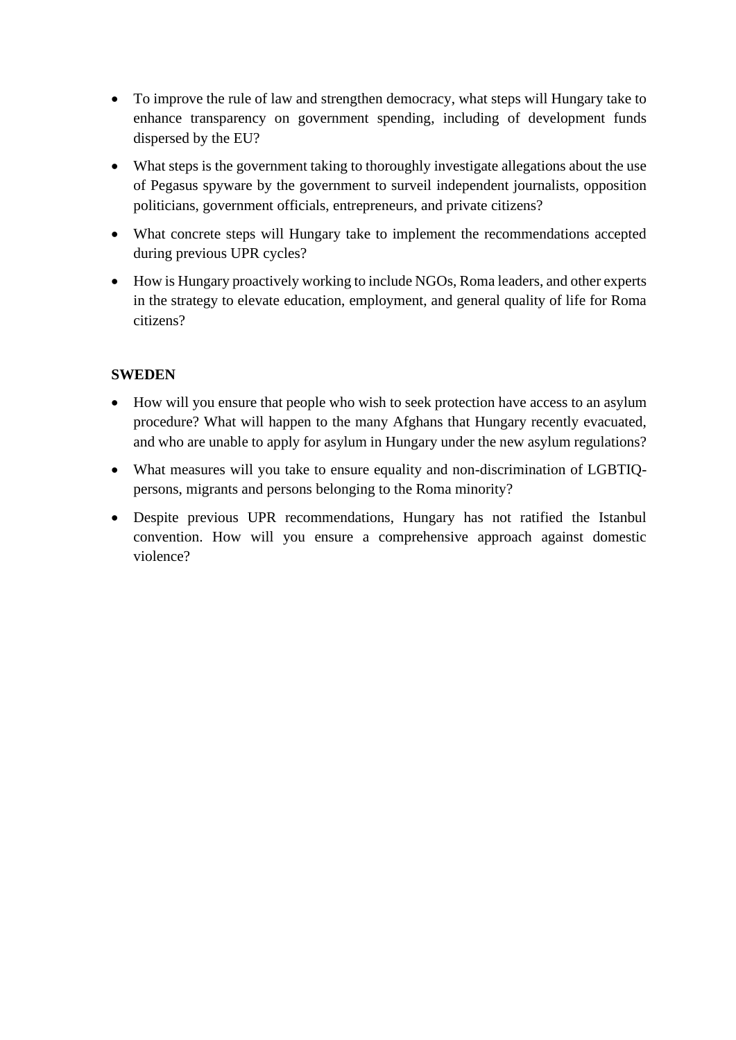- To improve the rule of law and strengthen democracy, what steps will Hungary take to enhance transparency on government spending, including of development funds dispersed by the EU?
- What steps is the government taking to thoroughly investigate allegations about the use of Pegasus spyware by the government to surveil independent journalists, opposition politicians, government officials, entrepreneurs, and private citizens?
- What concrete steps will Hungary take to implement the recommendations accepted during previous UPR cycles?
- How is Hungary proactively working to include NGOs, Roma leaders, and other experts in the strategy to elevate education, employment, and general quality of life for Roma citizens?

**SWEDEN**

- How will you ensure that people who wish to seek protection have access to an asylum procedure? What will happen to the many Afghans that Hungary recently evacuated, and who are unable to apply for asylum in Hungary under the new asylum regulations?
- What measures will you take to ensure equality and non-discrimination of LGBTIQ-persons, migrants and persons belonging to the Roma minority?
- Despite previous UPR recommendations, Hungary has not ratified the Istanbul convention. How will you ensure a comprehensive approach against domestic violence?